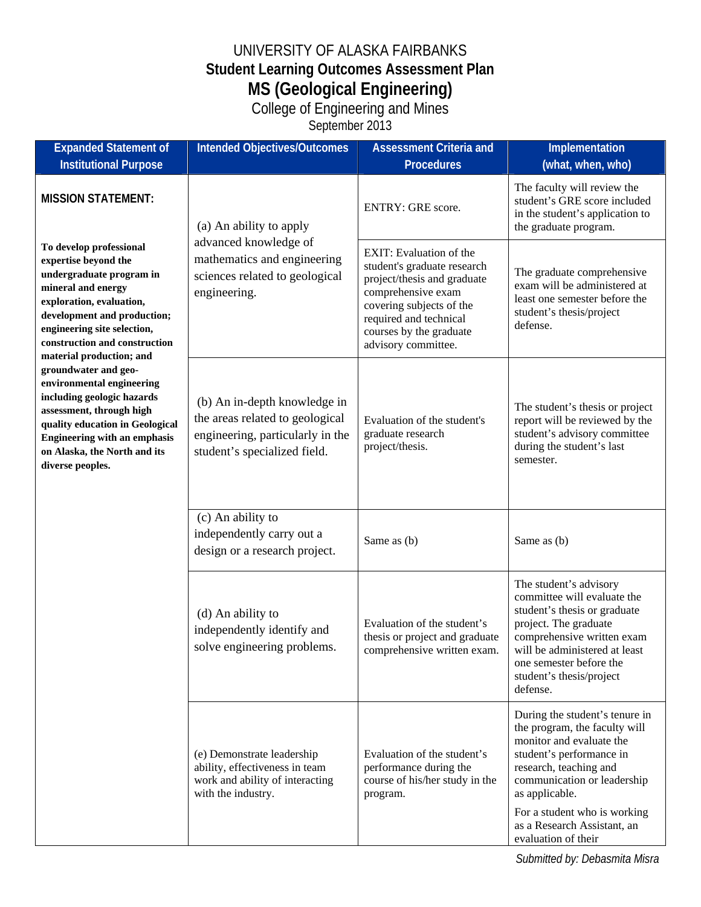# UNIVERSITY OF ALASKA FAIRBANKS

## Student Learning Outcomes Assessment Plan

## MS (Geological Engineering)

College of Engineering and Mines

September 2013

| Expanded Statement of Institutional Purpose | Intended Objectives/Outcomes | Assessment Criteria and Procedures | Implementation (what, when, who) |
|---|---|---|---|
| **MISSION STATEMENT:** **To develop professional expertise beyond the undergraduate program in mineral and energy exploration, evaluation, development and production; engineering site selection, construction and construction material production; and groundwater and geo-environmental engineering including geologic hazards assessment, through high quality education in Geological Engineering with an emphasis on Alaska, the North and its diverse peoples.** | (a) An ability to apply advanced knowledge of mathematics and engineering sciences related to geological engineering. | ENTRY: GRE score. | The faculty will review the student's GRE score included in the student's application to the graduate program. |
| | | EXIT: Evaluation of the student's graduate research project/thesis and graduate comprehensive exam covering subjects of the required and technical courses by the graduate advisory committee. | The graduate comprehensive exam will be administered at least one semester before the student's thesis/project defense. |
| | (b) An in-depth knowledge in the areas related to geological engineering, particularly in the student's specialized field. | Evaluation of the student's graduate research project/thesis. | The student's thesis or project report will be reviewed by the student's advisory committee during the student's last semester. |
| | (c) An ability to independently carry out a design or a research project. | Same as (b) | Same as (b) |
| | (d) An ability to independently identify and solve engineering problems. | Evaluation of the student's thesis or project and graduate comprehensive written exam. | The student's advisory committee will evaluate the student's thesis or graduate project. The graduate comprehensive written exam will be administered at least one semester before the student's thesis/project defense. |
| | (e) Demonstrate leadership ability, effectiveness in team work and ability of interacting with the industry. | Evaluation of the student's performance during the course of his/her study in the program. | During the student's tenure in the program, the faculty will monitor and evaluate the student's performance in research, teaching and communication or leadership as applicable. For a student who is working as a Research Assistant, an evaluation of their |

*Submitted by: Debasmita Misra*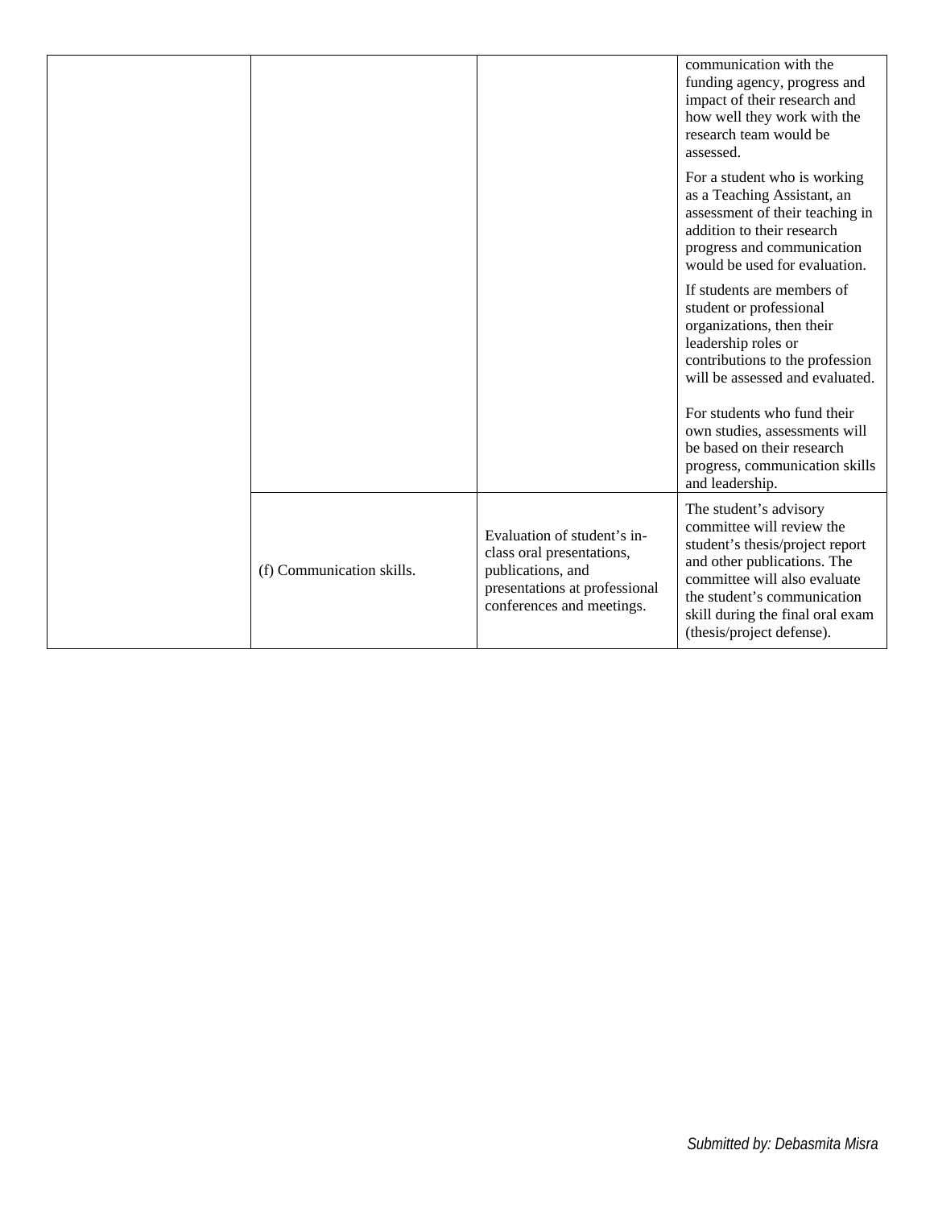| | | | |
|---|---|---|---|
| | | | communication with the funding agency, progress and impact of their research and how well they work with the research team would be assessed.<br><br>For a student who is working as a Teaching Assistant, an assessment of their teaching in addition to their research progress and communication would be used for evaluation.<br><br>If students are members of student or professional organizations, then their leadership roles or contributions to the profession will be assessed and evaluated.<br><br>For students who fund their own studies, assessments will be based on their research progress, communication skills and leadership. |
| | (f) Communication skills. | Evaluation of student's in-class oral presentations, publications, and presentations at professional conferences and meetings. | The student's advisory committee will review the student's thesis/project report and other publications. The committee will also evaluate the student's communication skill during the final oral exam (thesis/project defense). |

*Submitted by: Debasmita Misra*